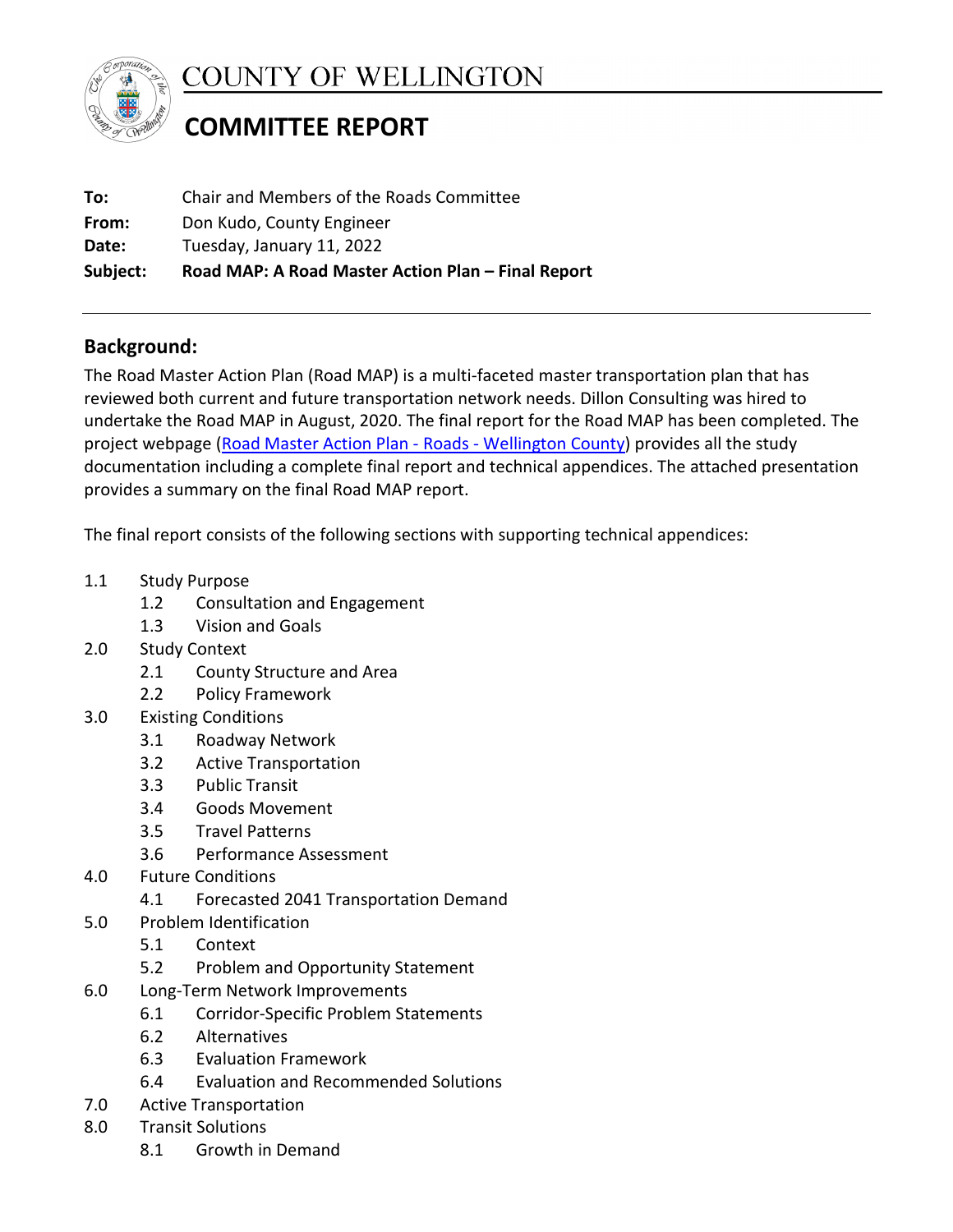# COUNTY OF WELLINGTON

## COMMITTEE REPORT

**To:** Chair and Members of the Roads Committee
**From:** Don Kudo, County Engineer
**Date:** Tuesday, January 11, 2022
**Subject:** **Road MAP: A Road Master Action Plan – Final Report**

---

## Background:

The Road Master Action Plan (Road MAP) is a multi-faceted master transportation plan that has reviewed both current and future transportation network needs. Dillon Consulting was hired to undertake the Road MAP in August, 2020. The final report for the Road MAP has been completed. The project webpage (Road Master Action Plan - Roads - Wellington County) provides all the study documentation including a complete final report and technical appendices. The attached presentation provides a summary on the final Road MAP report.

The final report consists of the following sections with supporting technical appendices:

- 1.1 Study Purpose
    - 1.2 Consultation and Engagement
    - 1.3 Vision and Goals
- 2.0 Study Context
    - 2.1 County Structure and Area
    - 2.2 Policy Framework
- 3.0 Existing Conditions
    - 3.1 Roadway Network
    - 3.2 Active Transportation
    - 3.3 Public Transit
    - 3.4 Goods Movement
    - 3.5 Travel Patterns
    - 3.6 Performance Assessment
- 4.0 Future Conditions
    - 4.1 Forecasted 2041 Transportation Demand
- 5.0 Problem Identification
    - 5.1 Context
    - 5.2 Problem and Opportunity Statement
- 6.0 Long-Term Network Improvements
    - 6.1 Corridor-Specific Problem Statements
    - 6.2 Alternatives
    - 6.3 Evaluation Framework
    - 6.4 Evaluation and Recommended Solutions
- 7.0 Active Transportation
- 8.0 Transit Solutions
    - 8.1 Growth in Demand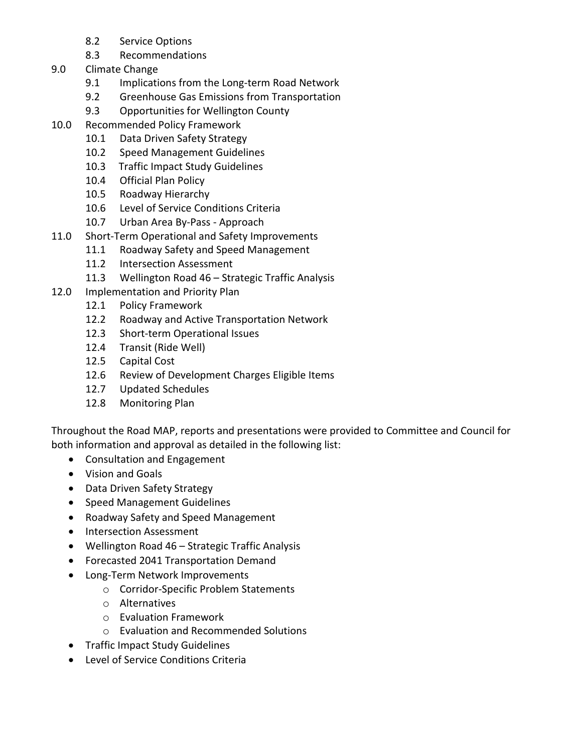- 8.2 Service Options
- 8.3 Recommendations
- 9.0 Climate Change
  - 9.1 Implications from the Long-term Road Network
  - 9.2 Greenhouse Gas Emissions from Transportation
  - 9.3 Opportunities for Wellington County
- 10.0 Recommended Policy Framework
  - 10.1 Data Driven Safety Strategy
  - 10.2 Speed Management Guidelines
  - 10.3 Traffic Impact Study Guidelines
  - 10.4 Official Plan Policy
  - 10.5 Roadway Hierarchy
  - 10.6 Level of Service Conditions Criteria
  - 10.7 Urban Area By-Pass - Approach
- 11.0 Short-Term Operational and Safety Improvements
  - 11.1 Roadway Safety and Speed Management
  - 11.2 Intersection Assessment
  - 11.3 Wellington Road 46 – Strategic Traffic Analysis
- 12.0 Implementation and Priority Plan
  - 12.1 Policy Framework
  - 12.2 Roadway and Active Transportation Network
  - 12.3 Short-term Operational Issues
  - 12.4 Transit (Ride Well)
  - 12.5 Capital Cost
  - 12.6 Review of Development Charges Eligible Items
  - 12.7 Updated Schedules
  - 12.8 Monitoring Plan

Throughout the Road MAP, reports and presentations were provided to Committee and Council for both information and approval as detailed in the following list:

- Consultation and Engagement
- Vision and Goals
- Data Driven Safety Strategy
- Speed Management Guidelines
- Roadway Safety and Speed Management
- Intersection Assessment
- Wellington Road 46 – Strategic Traffic Analysis
- Forecasted 2041 Transportation Demand
- Long-Term Network Improvements
  - Corridor-Specific Problem Statements
  - Alternatives
  - Evaluation Framework
  - Evaluation and Recommended Solutions
- Traffic Impact Study Guidelines
- Level of Service Conditions Criteria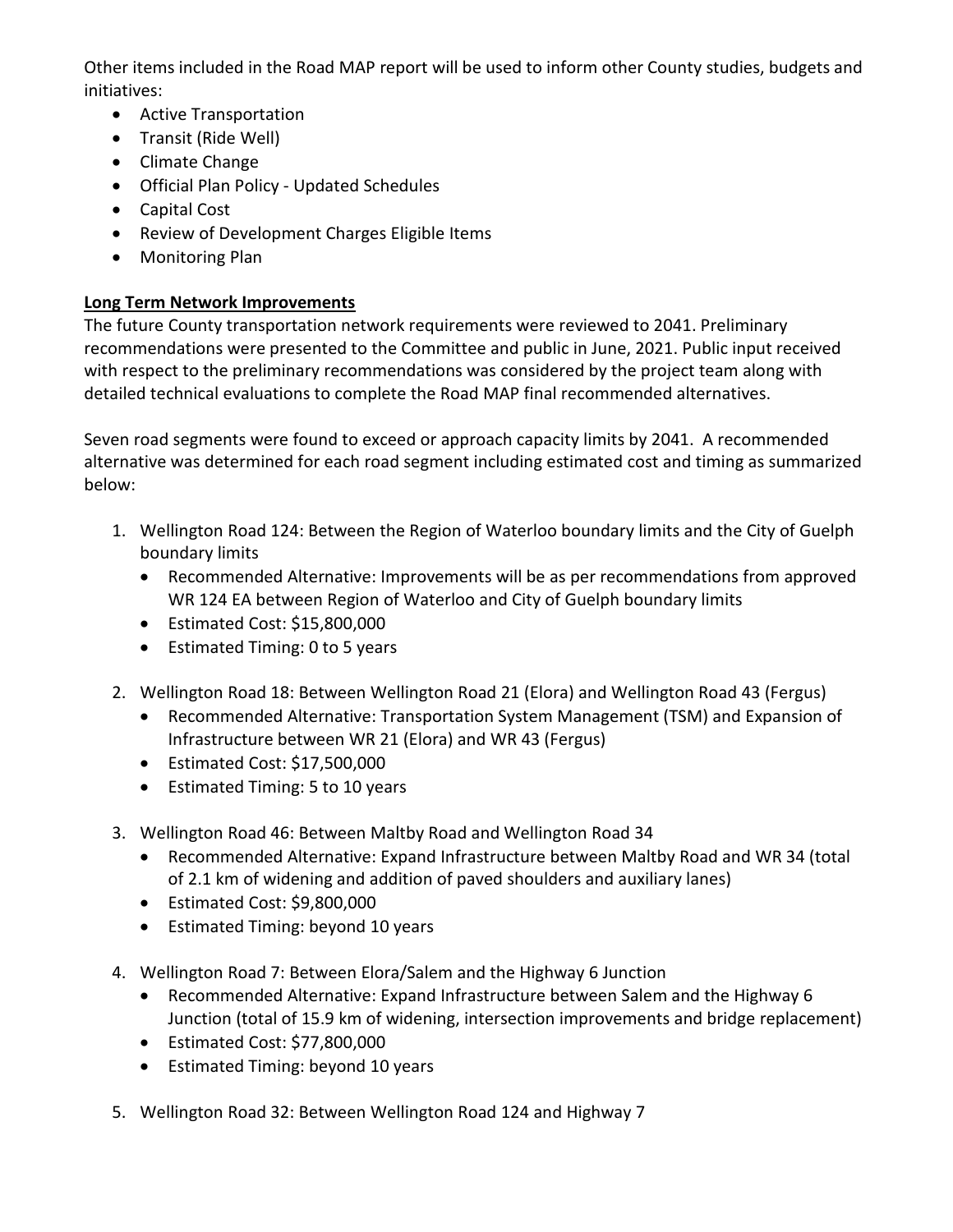Other items included in the Road MAP report will be used to inform other County studies, budgets and initiatives:

- Active Transportation
- Transit (Ride Well)
- Climate Change
- Official Plan Policy - Updated Schedules
- Capital Cost
- Review of Development Charges Eligible Items
- Monitoring Plan

**Long Term Network Improvements**

The future County transportation network requirements were reviewed to 2041. Preliminary recommendations were presented to the Committee and public in June, 2021. Public input received with respect to the preliminary recommendations was considered by the project team along with detailed technical evaluations to complete the Road MAP final recommended alternatives.

Seven road segments were found to exceed or approach capacity limits by 2041. A recommended alternative was determined for each road segment including estimated cost and timing as summarized below:

1. Wellington Road 124: Between the Region of Waterloo boundary limits and the City of Guelph boundary limits
   - Recommended Alternative: Improvements will be as per recommendations from approved WR 124 EA between Region of Waterloo and City of Guelph boundary limits
   - Estimated Cost: $15,800,000
   - Estimated Timing: 0 to 5 years

2. Wellington Road 18: Between Wellington Road 21 (Elora) and Wellington Road 43 (Fergus)
   - Recommended Alternative: Transportation System Management (TSM) and Expansion of Infrastructure between WR 21 (Elora) and WR 43 (Fergus)
   - Estimated Cost: $17,500,000
   - Estimated Timing: 5 to 10 years

3. Wellington Road 46: Between Maltby Road and Wellington Road 34
   - Recommended Alternative: Expand Infrastructure between Maltby Road and WR 34 (total of 2.1 km of widening and addition of paved shoulders and auxiliary lanes)
   - Estimated Cost: $9,800,000
   - Estimated Timing: beyond 10 years

4. Wellington Road 7: Between Elora/Salem and the Highway 6 Junction
   - Recommended Alternative: Expand Infrastructure between Salem and the Highway 6 Junction (total of 15.9 km of widening, intersection improvements and bridge replacement)
   - Estimated Cost: $77,800,000
   - Estimated Timing: beyond 10 years

5. Wellington Road 32: Between Wellington Road 124 and Highway 7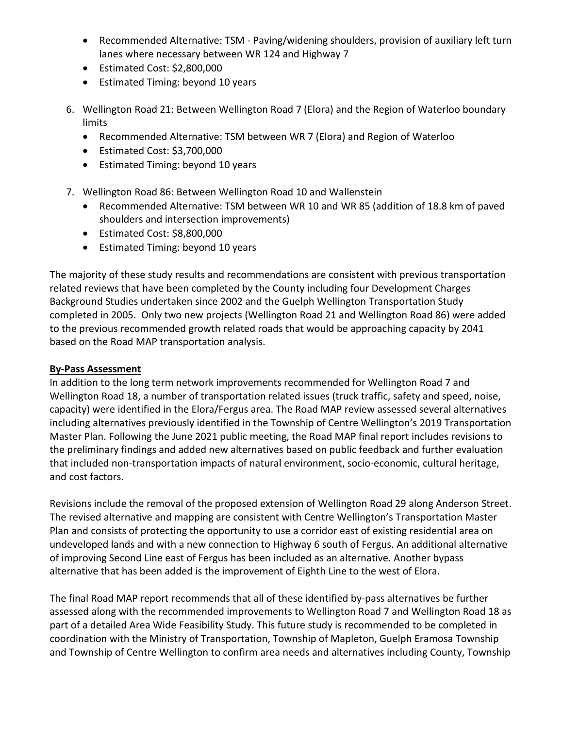- Recommended Alternative: TSM - Paving/widening shoulders, provision of auxiliary left turn lanes where necessary between WR 124 and Highway 7
- Estimated Cost: $2,800,000
- Estimated Timing: beyond 10 years

6. Wellington Road 21: Between Wellington Road 7 (Elora) and the Region of Waterloo boundary limits
   - Recommended Alternative: TSM between WR 7 (Elora) and Region of Waterloo
   - Estimated Cost: $3,700,000
   - Estimated Timing: beyond 10 years

7. Wellington Road 86: Between Wellington Road 10 and Wallenstein
   - Recommended Alternative: TSM between WR 10 and WR 85 (addition of 18.8 km of paved shoulders and intersection improvements)
   - Estimated Cost: $8,800,000
   - Estimated Timing: beyond 10 years

The majority of these study results and recommendations are consistent with previous transportation related reviews that have been completed by the County including four Development Charges Background Studies undertaken since 2002 and the Guelph Wellington Transportation Study completed in 2005. Only two new projects (Wellington Road 21 and Wellington Road 86) were added to the previous recommended growth related roads that would be approaching capacity by 2041 based on the Road MAP transportation analysis.

**By-Pass Assessment**

In addition to the long term network improvements recommended for Wellington Road 7 and Wellington Road 18, a number of transportation related issues (truck traffic, safety and speed, noise, capacity) were identified in the Elora/Fergus area. The Road MAP review assessed several alternatives including alternatives previously identified in the Township of Centre Wellington's 2019 Transportation Master Plan. Following the June 2021 public meeting, the Road MAP final report includes revisions to the preliminary findings and added new alternatives based on public feedback and further evaluation that included non-transportation impacts of natural environment, socio-economic, cultural heritage, and cost factors.

Revisions include the removal of the proposed extension of Wellington Road 29 along Anderson Street. The revised alternative and mapping are consistent with Centre Wellington's Transportation Master Plan and consists of protecting the opportunity to use a corridor east of existing residential area on undeveloped lands and with a new connection to Highway 6 south of Fergus. An additional alternative of improving Second Line east of Fergus has been included as an alternative. Another bypass alternative that has been added is the improvement of Eighth Line to the west of Elora.

The final Road MAP report recommends that all of these identified by-pass alternatives be further assessed along with the recommended improvements to Wellington Road 7 and Wellington Road 18 as part of a detailed Area Wide Feasibility Study. This future study is recommended to be completed in coordination with the Ministry of Transportation, Township of Mapleton, Guelph Eramosa Township and Township of Centre Wellington to confirm area needs and alternatives including County, Township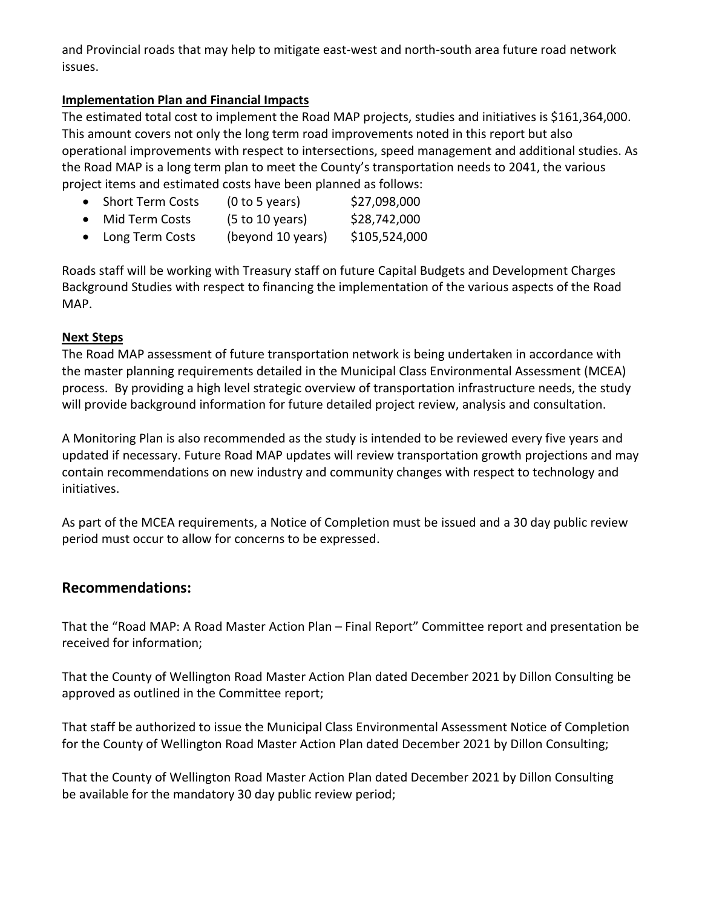and Provincial roads that may help to mitigate east-west and north-south area future road network issues.

**Implementation Plan and Financial Impacts**

The estimated total cost to implement the Road MAP projects, studies and initiatives is $161,364,000. This amount covers not only the long term road improvements noted in this report but also operational improvements with respect to intersections, speed management and additional studies. As the Road MAP is a long term plan to meet the County's transportation needs to 2041, the various project items and estimated costs have been planned as follows:

- Short Term Costs (0 to 5 years) $27,098,000
- Mid Term Costs (5 to 10 years) $28,742,000
- Long Term Costs (beyond 10 years) $105,524,000

Roads staff will be working with Treasury staff on future Capital Budgets and Development Charges Background Studies with respect to financing the implementation of the various aspects of the Road MAP.

**Next Steps**

The Road MAP assessment of future transportation network is being undertaken in accordance with the master planning requirements detailed in the Municipal Class Environmental Assessment (MCEA) process. By providing a high level strategic overview of transportation infrastructure needs, the study will provide background information for future detailed project review, analysis and consultation.

A Monitoring Plan is also recommended as the study is intended to be reviewed every five years and updated if necessary. Future Road MAP updates will review transportation growth projections and may contain recommendations on new industry and community changes with respect to technology and initiatives.

As part of the MCEA requirements, a Notice of Completion must be issued and a 30 day public review period must occur to allow for concerns to be expressed.

## Recommendations:

That the "Road MAP: A Road Master Action Plan – Final Report" Committee report and presentation be received for information;

That the County of Wellington Road Master Action Plan dated December 2021 by Dillon Consulting be approved as outlined in the Committee report;

That staff be authorized to issue the Municipal Class Environmental Assessment Notice of Completion for the County of Wellington Road Master Action Plan dated December 2021 by Dillon Consulting;

That the County of Wellington Road Master Action Plan dated December 2021 by Dillon Consulting be available for the mandatory 30 day public review period;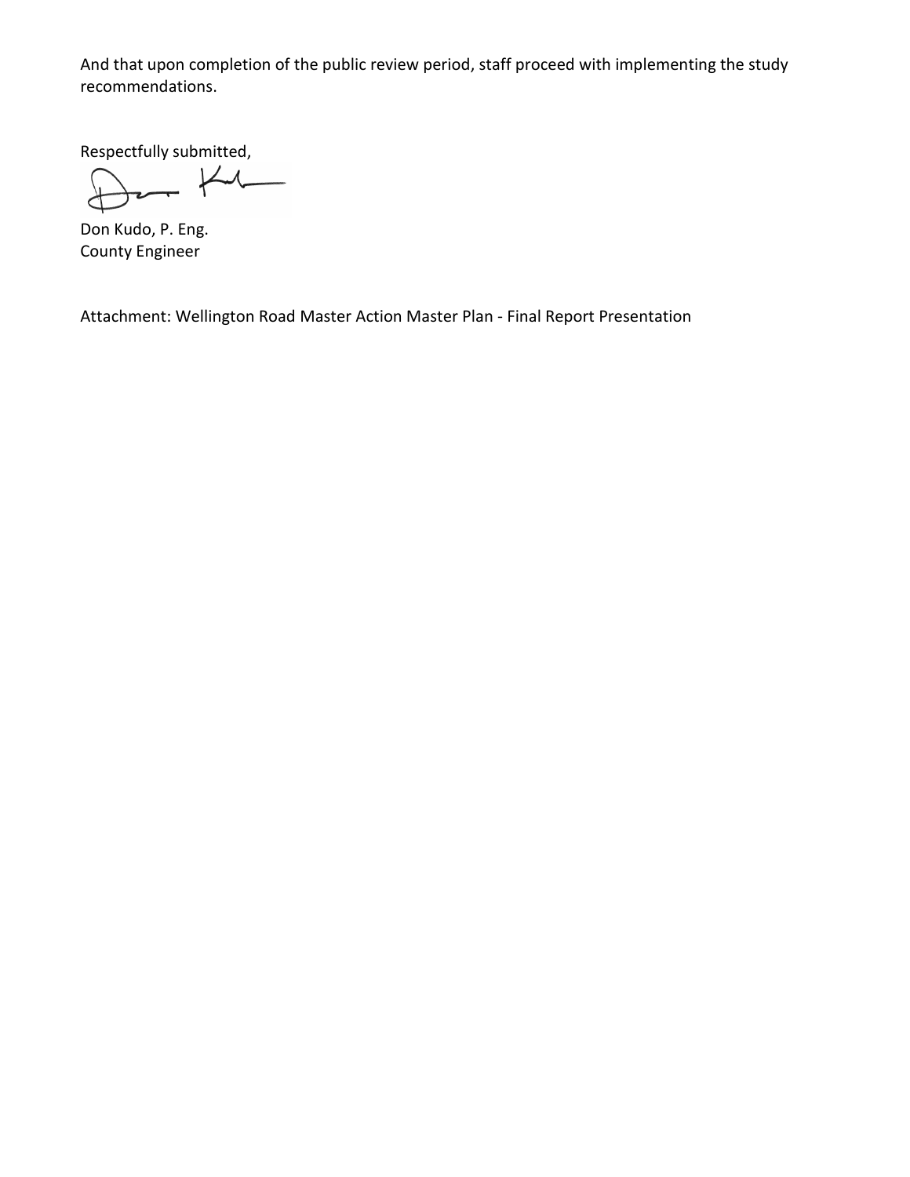And that upon completion of the public review period, staff proceed with implementing the study recommendations.

Respectfully submitted,

Don Kudo, P. Eng.
County Engineer

Attachment: Wellington Road Master Action Master Plan - Final Report Presentation